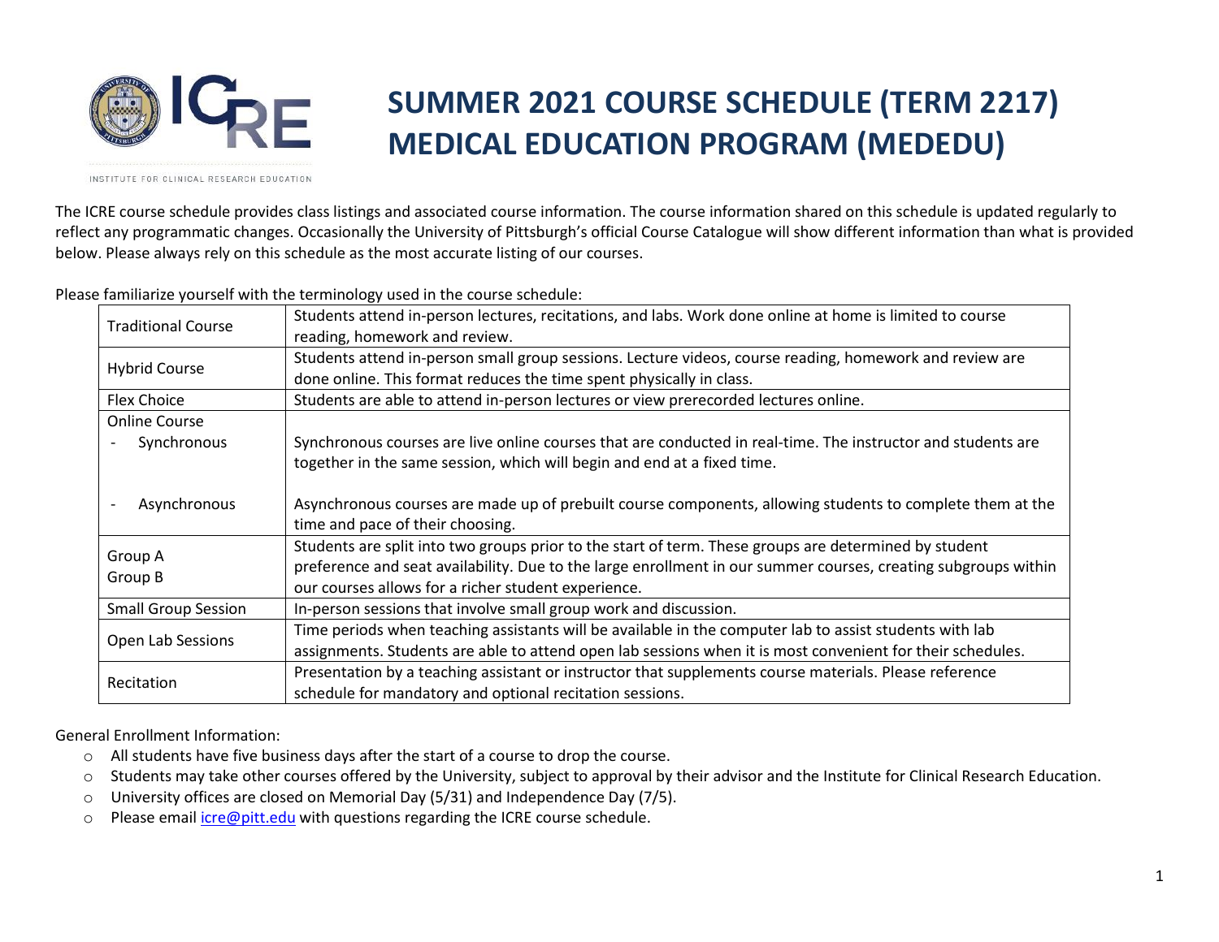# SUMMER 2021 COURSE SCHEDULE (TERM 2217) MEDICAL EDUCATION PROGRAM (MEDEDU)

INSTITUTE FOR CLINICAL RESEARCH EDUCATION

The ICRE course schedule provides class listings and associated course information. The course information shared on this schedule is updated regularly to reflect any programmatic changes. Occasionally the University of Pittsburgh's official Course Catalogue will show different information than what is provided below. Please always rely on this schedule as the most accurate listing of our courses.

Please familiarize yourself with the terminology used in the course schedule:

| Term | Description |
|---|---|
| Traditional Course | Students attend in-person lectures, recitations, and labs. Work done online at home is limited to course reading, homework and review. |
| Hybrid Course | Students attend in-person small group sessions. Lecture videos, course reading, homework and review are done online. This format reduces the time spent physically in class. |
| Flex Choice | Students are able to attend in-person lectures or view prerecorded lectures online. |
| Online Course<br>- Synchronous<br><br>- Asynchronous | <br>Synchronous courses are live online courses that are conducted in real-time. The instructor and students are together in the same session, which will begin and end at a fixed time.<br><br>Asynchronous courses are made up of prebuilt course components, allowing students to complete them at the time and pace of their choosing. |
| Group A<br>Group B | Students are split into two groups prior to the start of term. These groups are determined by student preference and seat availability. Due to the large enrollment in our summer courses, creating subgroups within our courses allows for a richer student experience. |
| Small Group Session | In-person sessions that involve small group work and discussion. |
| Open Lab Sessions | Time periods when teaching assistants will be available in the computer lab to assist students with lab assignments. Students are able to attend open lab sessions when it is most convenient for their schedules. |
| Recitation | Presentation by a teaching assistant or instructor that supplements course materials. Please reference schedule for mandatory and optional recitation sessions. |

General Enrollment Information:

- All students have five business days after the start of a course to drop the course.
- Students may take other courses offered by the University, subject to approval by their advisor and the Institute for Clinical Research Education.
- University offices are closed on Memorial Day (5/31) and Independence Day (7/5).
- Please email icre@pitt.edu with questions regarding the ICRE course schedule.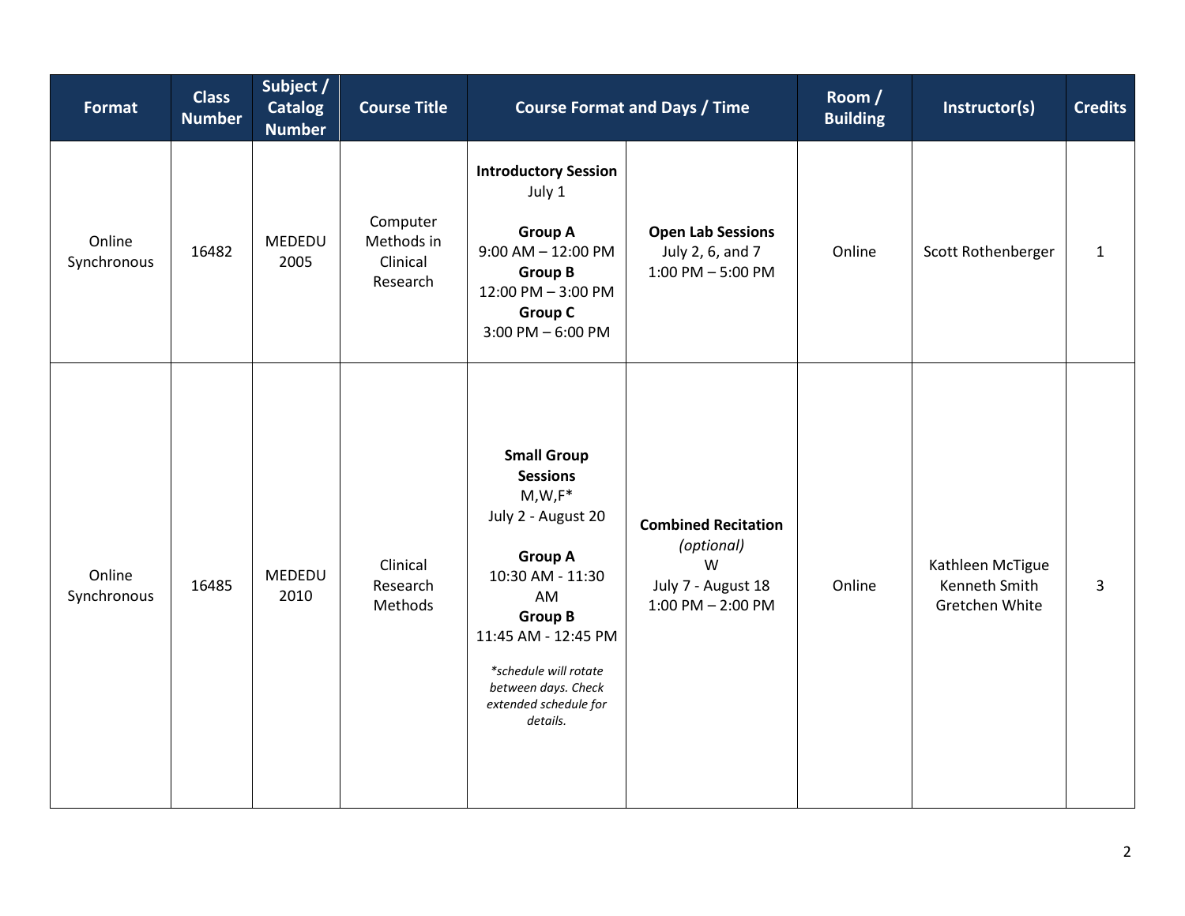| Format | Class Number | Subject / Catalog Number | Course Title | Course Format and Days / Time | | Room / Building | Instructor(s) | Credits |
|---|---|---|---|---|---|---|---|---|
| Online Synchronous | 16482 | MEDEDU 2005 | Computer Methods in Clinical Research | **Introductory Session**<br>July 1<br><br>**Group A**<br>9:00 AM – 12:00 PM<br>**Group B**<br>12:00 PM – 3:00 PM<br>**Group C**<br>3:00 PM – 6:00 PM | **Open Lab Sessions**<br>July 2, 6, and 7<br>1:00 PM – 5:00 PM | Online | Scott Rothenberger | 1 |
| Online Synchronous | 16485 | MEDEDU 2010 | Clinical Research Methods | **Small Group Sessions**<br>M,W,F*<br>July 2 - August 20<br><br>**Group A**<br>10:30 AM - 11:30 AM<br>**Group B**<br>11:45 AM - 12:45 PM<br><br>*\*schedule will rotate between days. Check extended schedule for details.* | **Combined Recitation**<br>*(optional)*<br>W<br>July 7 - August 18<br>1:00 PM – 2:00 PM | Online | Kathleen McTigue<br>Kenneth Smith<br>Gretchen White | 3 |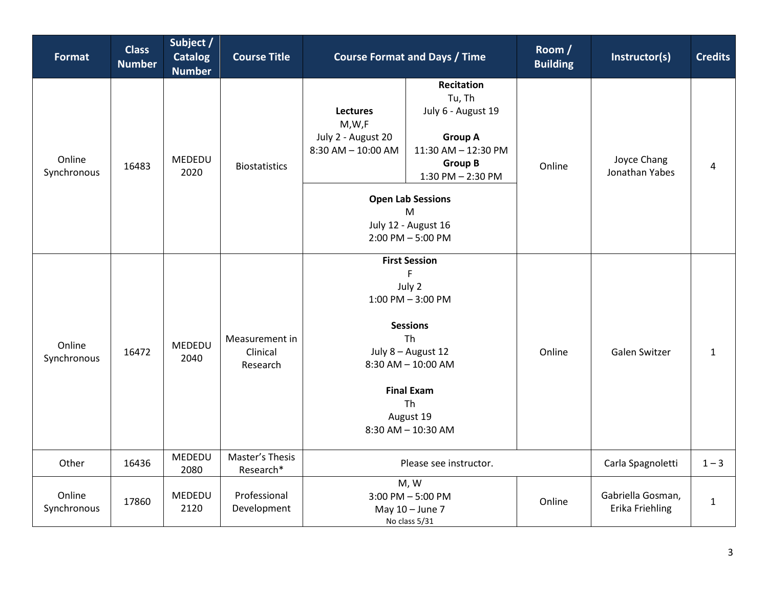| Format | Class Number | Subject / Catalog Number | Course Title | Course Format and Days / Time | Room / Building | Instructor(s) | Credits |
|---|---|---|---|---|---|---|---|
| Online Synchronous | 16483 | MEDEDU 2020 | Biostatistics | **Lectures** M,W,F July 2 - August 20 8:30 AM – 10:00 AM<br>**Recitation** Tu, Th July 6 - August 19 **Group A** 11:30 AM – 12:30 PM **Group B** 1:30 PM – 2:30 PM<br>**Open Lab Sessions** M July 12 - August 16 2:00 PM – 5:00 PM | Online | Joyce Chang Jonathan Yabes | 4 |
| Online Synchronous | 16472 | MEDEDU 2040 | Measurement in Clinical Research | **First Session** F July 2 1:00 PM – 3:00 PM<br>**Sessions** Th July 8 – August 12 8:30 AM – 10:00 AM<br>**Final Exam** Th August 19 8:30 AM – 10:30 AM | Online | Galen Switzer | 1 |
| Other | 16436 | MEDEDU 2080 | Master's Thesis Research* | Please see instructor. | | Carla Spagnoletti | 1 – 3 |
| Online Synchronous | 17860 | MEDEDU 2120 | Professional Development | M, W 3:00 PM – 5:00 PM May 10 – June 7 No class 5/31 | Online | Gabriella Gosman, Erika Friehling | 1 |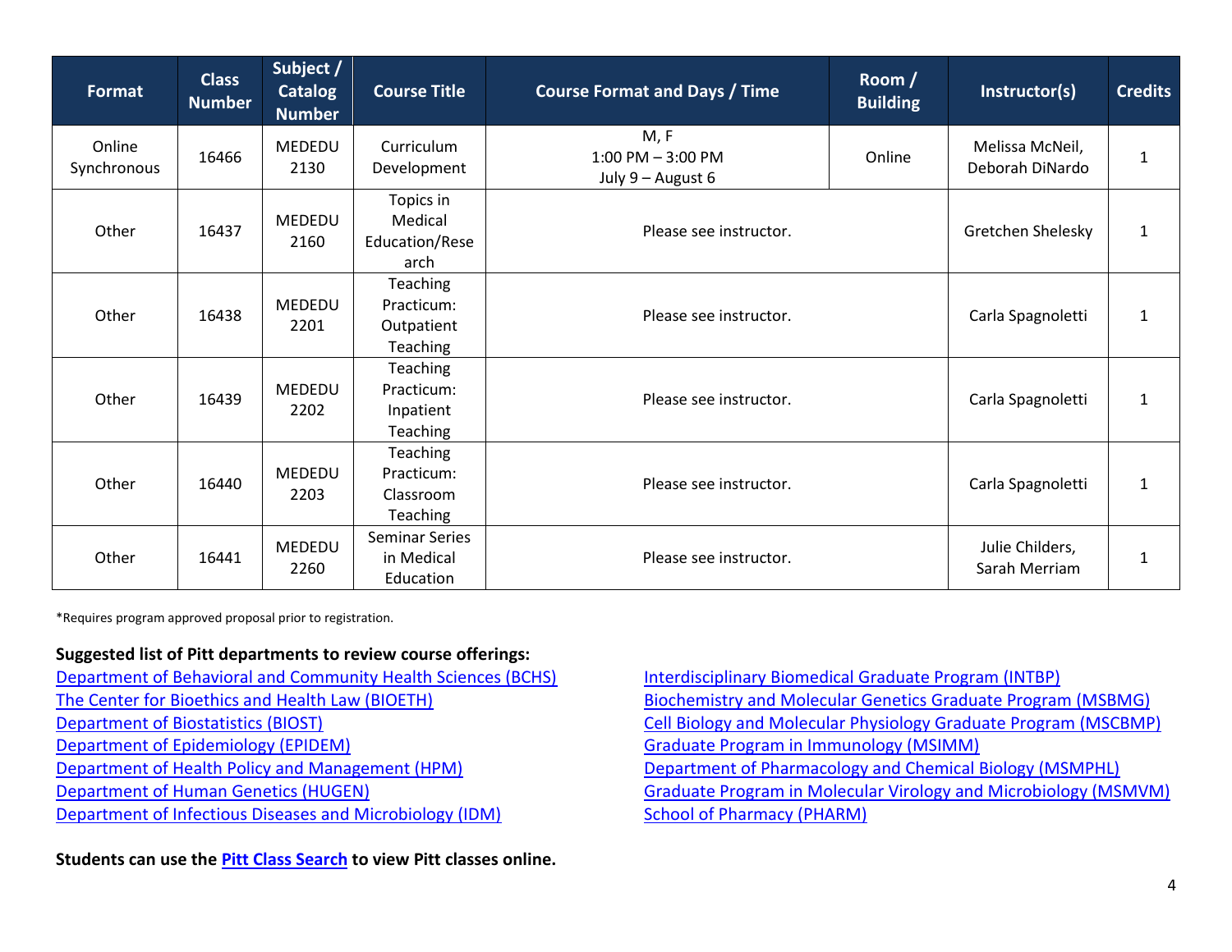| Format | Class Number | Subject / Catalog Number | Course Title | Course Format and Days / Time | Room / Building | Instructor(s) | Credits |
|---|---|---|---|---|---|---|---|
| Online Synchronous | 16466 | MEDEDU 2130 | Curriculum Development | M, F<br>1:00 PM – 3:00 PM<br>July 9 – August 6 | Online | Melissa McNeil, Deborah DiNardo | 1 |
| Other | 16437 | MEDEDU 2160 | Topics in Medical Education/Research | Please see instructor. | | Gretchen Shelesky | 1 |
| Other | 16438 | MEDEDU 2201 | Teaching Practicum: Outpatient Teaching | Please see instructor. | | Carla Spagnoletti | 1 |
| Other | 16439 | MEDEDU 2202 | Teaching Practicum: Inpatient Teaching | Please see instructor. | | Carla Spagnoletti | 1 |
| Other | 16440 | MEDEDU 2203 | Teaching Practicum: Classroom Teaching | Please see instructor. | | Carla Spagnoletti | 1 |
| Other | 16441 | MEDEDU 2260 | Seminar Series in Medical Education | Please see instructor. | | Julie Childers, Sarah Merriam | 1 |

*Requires program approved proposal prior to registration.

**Suggested list of Pitt departments to review course offerings:**

[Department of Behavioral and Community Health Sciences (BCHS)]
[The Center for Bioethics and Health Law (BIOETH)]
[Department of Biostatistics (BIOST)]
[Department of Epidemiology (EPIDEM)]
[Department of Health Policy and Management (HPM)]
[Department of Human Genetics (HUGEN)]
[Department of Infectious Diseases and Microbiology (IDM)]
[Interdisciplinary Biomedical Graduate Program (INTBP)]
[Biochemistry and Molecular Genetics Graduate Program (MSBMG)]
[Cell Biology and Molecular Physiology Graduate Program (MSCBMP)]
[Graduate Program in Immunology (MSIMM)]
[Department of Pharmacology and Chemical Biology (MSMPHL)]
[Graduate Program in Molecular Virology and Microbiology (MSMVM)]
[School of Pharmacy (PHARM)]

**Students can use the Pitt Class Search to view Pitt classes online.**